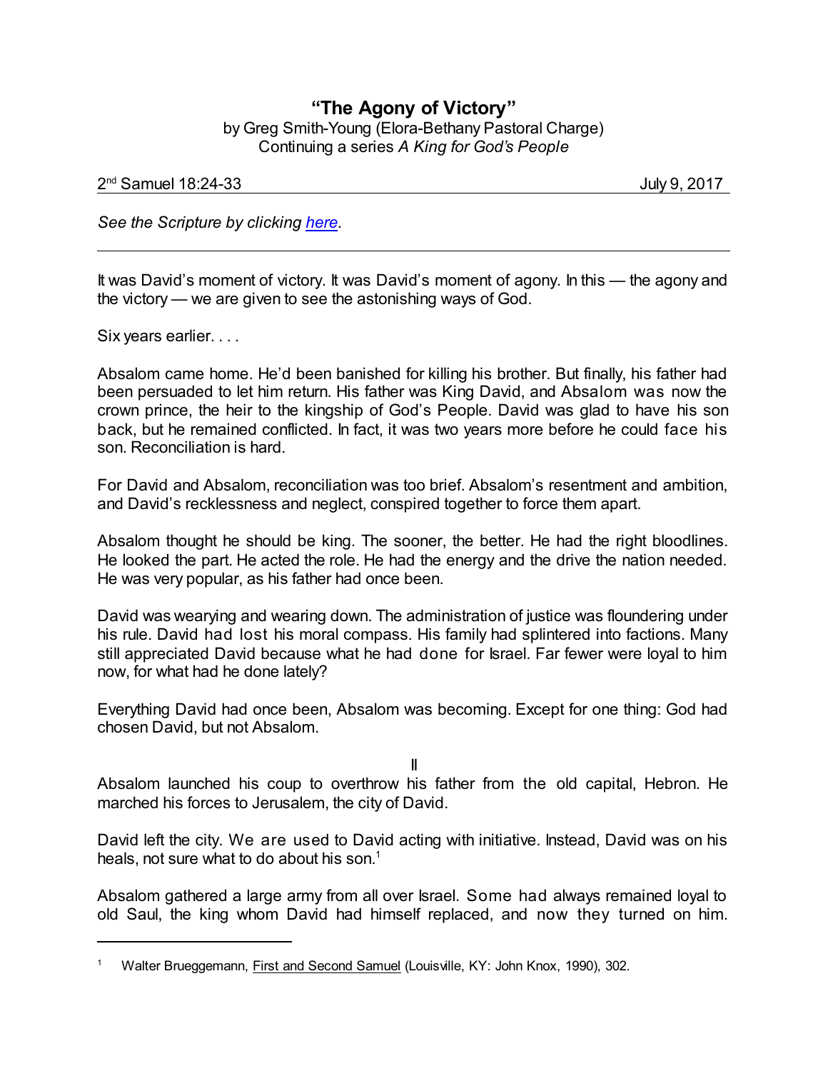# "The Agony of Victory"

by Greg Smith-Young (Elora-Bethany Pastoral Charge)
Continuing a series *A King for God's People*

2nd Samuel 18:24-33 July 9, 2017

*See the Scripture by clicking here.*

---

It was David's moment of victory. It was David's moment of agony. In this — the agony and the victory — we are given to see the astonishing ways of God.

Six years earlier. . . .

Absalom came home. He'd been banished for killing his brother. But finally, his father had been persuaded to let him return. His father was King David, and Absalom was now the crown prince, the heir to the kingship of God's People. David was glad to have his son back, but he remained conflicted. In fact, it was two years more before he could face his son. Reconciliation is hard.

For David and Absalom, reconciliation was too brief. Absalom's resentment and ambition, and David's recklessness and neglect, conspired together to force them apart.

Absalom thought he should be king. The sooner, the better. He had the right bloodlines. He looked the part. He acted the role. He had the energy and the drive the nation needed. He was very popular, as his father had once been.

David was wearying and wearing down. The administration of justice was floundering under his rule. David had lost his moral compass. His family had splintered into factions. Many still appreciated David because what he had done for Israel. Far fewer were loyal to him now, for what had he done lately?

Everything David had once been, Absalom was becoming. Except for one thing: God had chosen David, but not Absalom.

II

Absalom launched his coup to overthrow his father from the old capital, Hebron. He marched his forces to Jerusalem, the city of David.

David left the city. We are used to David acting with initiative. Instead, David was on his heals, not sure what to do about his son.[1]

Absalom gathered a large army from all over Israel. Some had always remained loyal to old Saul, the king whom David had himself replaced, and now they turned on him.

---

[1] Walter Brueggemann, First and Second Samuel (Louisville, KY: John Knox, 1990), 302.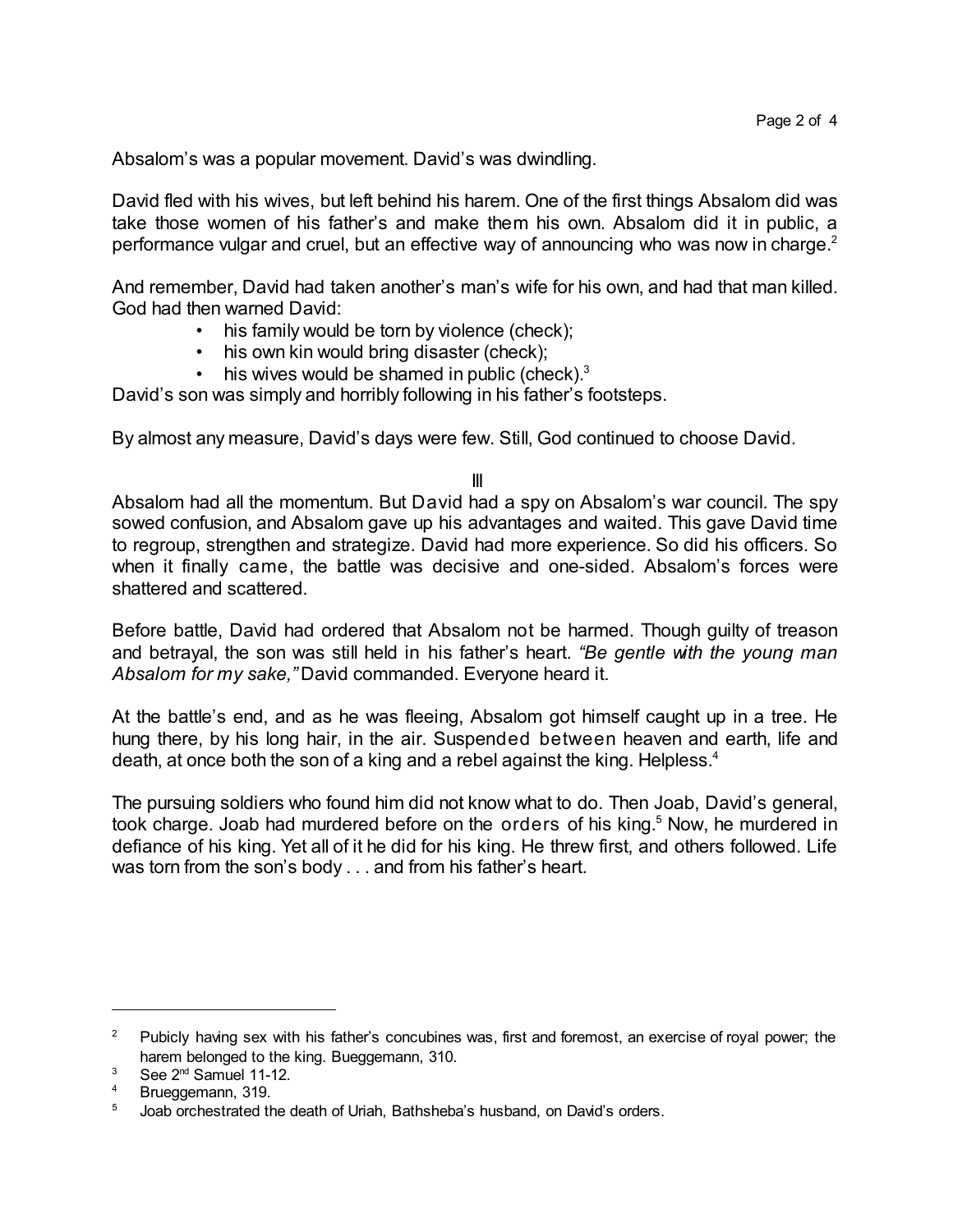Absalom's was a popular movement. David's was dwindling.

David fled with his wives, but left behind his harem. One of the first things Absalom did was take those women of his father's and make them his own. Absalom did it in public, a performance vulgar and cruel, but an effective way of announcing who was now in charge.[2]

And remember, David had taken another's man's wife for his own, and had that man killed. God had then warned David:

- his family would be torn by violence (check);
- his own kin would bring disaster (check);
- his wives would be shamed in public (check).[3]

David's son was simply and horribly following in his father's footsteps.

By almost any measure, David's days were few. Still, God continued to choose David.

III

Absalom had all the momentum. But David had a spy on Absalom's war council. The spy sowed confusion, and Absalom gave up his advantages and waited. This gave David time to regroup, strengthen and strategize. David had more experience. So did his officers. So when it finally came, the battle was decisive and one-sided. Absalom's forces were shattered and scattered.

Before battle, David had ordered that Absalom not be harmed. Though guilty of treason and betrayal, the son was still held in his father's heart. *"Be gentle with the young man Absalom for my sake,"* David commanded. Everyone heard it.

At the battle's end, and as he was fleeing, Absalom got himself caught up in a tree. He hung there, by his long hair, in the air. Suspended between heaven and earth, life and death, at once both the son of a king and a rebel against the king. Helpless.[4]

The pursuing soldiers who found him did not know what to do. Then Joab, David's general, took charge. Joab had murdered before on the orders of his king.[5] Now, he murdered in defiance of his king. Yet all of it he did for his king. He threw first, and others followed. Life was torn from the son's body . . . and from his father's heart.

---

[2] Pubicly having sex with his father's concubines was, first and foremost, an exercise of royal power; the harem belonged to the king. Bueggemann, 310.

[3] See 2nd Samuel 11-12.

[4] Brueggemann, 319.

[5] Joab orchestrated the death of Uriah, Bathsheba's husband, on David's orders.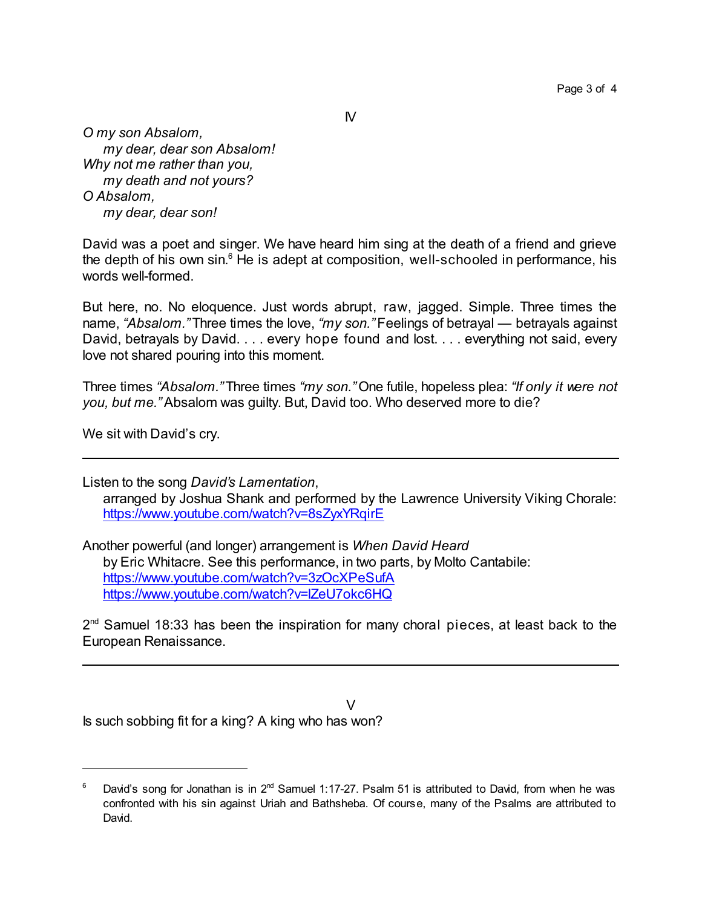## IV

*O my son Absalom,*
*my dear, dear son Absalom!*
*Why not me rather than you,*
*my death and not yours?*
*O Absalom,*
*my dear, dear son!*

David was a poet and singer. We have heard him sing at the death of a friend and grieve the depth of his own sin.[6] He is adept at composition, well-schooled in performance, his words well-formed.

But here, no. No eloquence. Just words abrupt, raw, jagged. Simple. Three times the name, *"Absalom."* Three times the love, *"my son."* Feelings of betrayal — betrayals against David, betrayals by David. . . . every hope found and lost. . . . everything not said, every love not shared pouring into this moment.

Three times *"Absalom."* Three times *"my son."* One futile, hopeless plea: *"If only it were not you, but me."* Absalom was guilty. But, David too. Who deserved more to die?

We sit with David's cry.

---

Listen to the song *David's Lamentation*,
arranged by Joshua Shank and performed by the Lawrence University Viking Chorale: https://www.youtube.com/watch?v=8sZyxYRqirE

Another powerful (and longer) arrangement is *When David Heard*
by Eric Whitacre. See this performance, in two parts, by Molto Cantabile:
https://www.youtube.com/watch?v=3zOcXPeSufA
https://www.youtube.com/watch?v=lZeU7okc6HQ

2nd Samuel 18:33 has been the inspiration for many choral pieces, at least back to the European Renaissance.

---

## V

Is such sobbing fit for a king? A king who has won?

---

[6] David's song for Jonathan is in 2nd Samuel 1:17-27. Psalm 51 is attributed to David, from when he was confronted with his sin against Uriah and Bathsheba. Of course, many of the Psalms are attributed to David.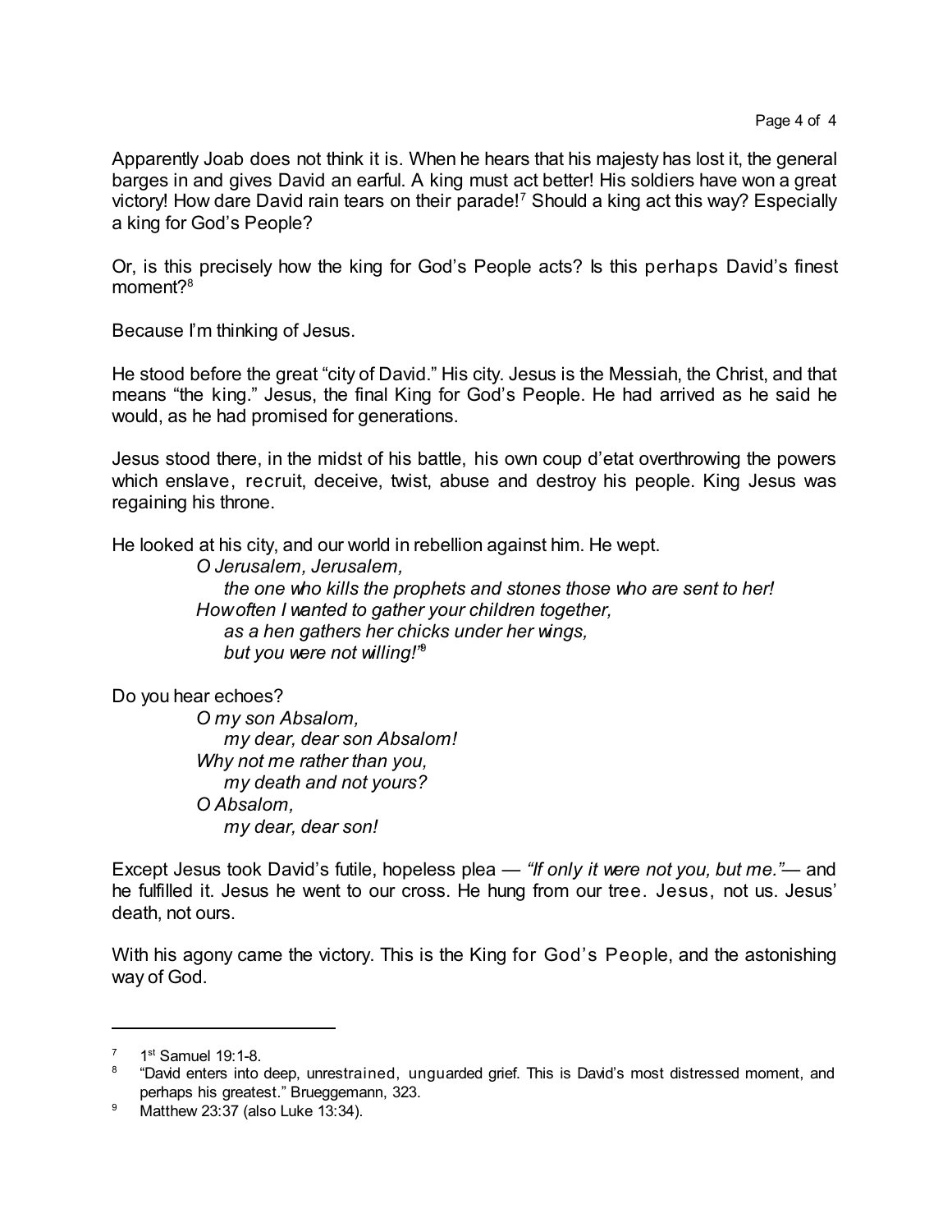Apparently Joab does not think it is. When he hears that his majesty has lost it, the general barges in and gives David an earful. A king must act better! His soldiers have won a great victory! How dare David rain tears on their parade![7] Should a king act this way? Especially a king for God's People?

Or, is this precisely how the king for God's People acts? Is this perhaps David's finest moment?[8]

Because I'm thinking of Jesus.

He stood before the great "city of David." His city. Jesus is the Messiah, the Christ, and that means "the king." Jesus, the final King for God's People. He had arrived as he said he would, as he had promised for generations.

Jesus stood there, in the midst of his battle, his own coup d'etat overthrowing the powers which enslave, recruit, deceive, twist, abuse and destroy his people. King Jesus was regaining his throne.

He looked at his city, and our world in rebellion against him. He wept.

> *O Jerusalem, Jerusalem,*
> *the one who kills the prophets and stones those who are sent to her!*
> *How often I wanted to gather your children together,*
> *as a hen gathers her chicks under her wings,*
> *but you were not willing!"*[9]

Do you hear echoes?

> *O my son Absalom,*
> *my dear, dear son Absalom!*
> *Why not me rather than you,*
> *my death and not yours?*
> *O Absalom,*
> *my dear, dear son!*

Except Jesus took David's futile, hopeless plea — *"If only it were not you, but me."* — and he fulfilled it. Jesus he went to our cross. He hung from our tree. Jesus, not us. Jesus' death, not ours.

With his agony came the victory. This is the King for God's People, and the astonishing way of God.

---

[7] 1st Samuel 19:1-8.

[8] "David enters into deep, unrestrained, unguarded grief. This is David's most distressed moment, and perhaps his greatest." Brueggemann, 323.

[9] Matthew 23:37 (also Luke 13:34).